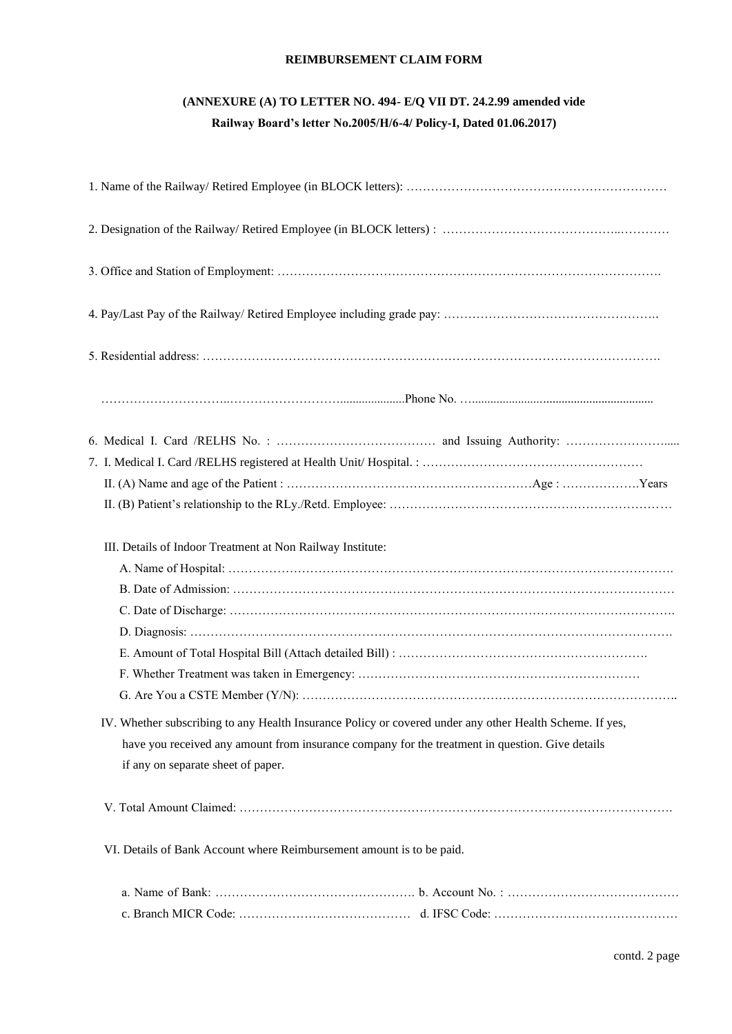**REIMBURSEMENT CLAIM FORM**

**(ANNEXURE (A) TO LETTER NO. 494- E/Q VII DT. 24.2.99 amended vide Railway Board's letter No.2005/H/6-4/ Policy-I, Dated 01.06.2017)**

1. Name of the Railway/ Retired Employee (in BLOCK letters): ……………………………………………………………

2. Designation of the Railway/ Retired Employee (in BLOCK letters) : ………………………………………………

3. Office and Station of Employment: ……………………………………………………………………………………

4. Pay/Last Pay of the Railway/ Retired Employee including grade pay: ……………………………………………

5. Residential address: …………………………………………………………………………………………………

…………………………………………………………………Phone No. ……………………………………………

6. Medical I. Card /RELHS No. : ………………………………… and Issuing Authority: ………………………….....

7. I. Medical I. Card /RELHS registered at Health Unit/ Hospital. : ……………………………………………

   II. (A) Name and age of the Patient : ………………………………………………………Age : ……………….Years

   II. (B) Patient's relationship to the RLy./Retd. Employee: …………………………………………………………

   III. Details of Indoor Treatment at Non Railway Institute:

   A. Name of Hospital: ……………………………………………………………………………………………

   B. Date of Admission: ……………………………………………………………………………………………

   C. Date of Discharge: ……………………………………………………………………………………………

   D. Diagnosis: ……………………………………………………………………………………………………

   E. Amount of Total Hospital Bill (Attach detailed Bill) : ……………………………………………………

   F. Whether Treatment was taken in Emergency: ………………………………………………………………

   G. Are You a CSTE Member (Y/N): ……………………………………………………………………………

   IV. Whether subscribing to any Health Insurance Policy or covered under any other Health Scheme. If yes, have you received any amount from insurance company for the treatment in question. Give details if any on separate sheet of paper.

   V. Total Amount Claimed: ………………………………………………………………………………………

   VI. Details of Bank Account where Reimbursement amount is to be paid.

   a. Name of Bank: …………………………………………. b. Account No. : ……………………………………

   c. Branch MICR Code: …………………………………… d. IFSC Code: ………………………………………

contd. 2 page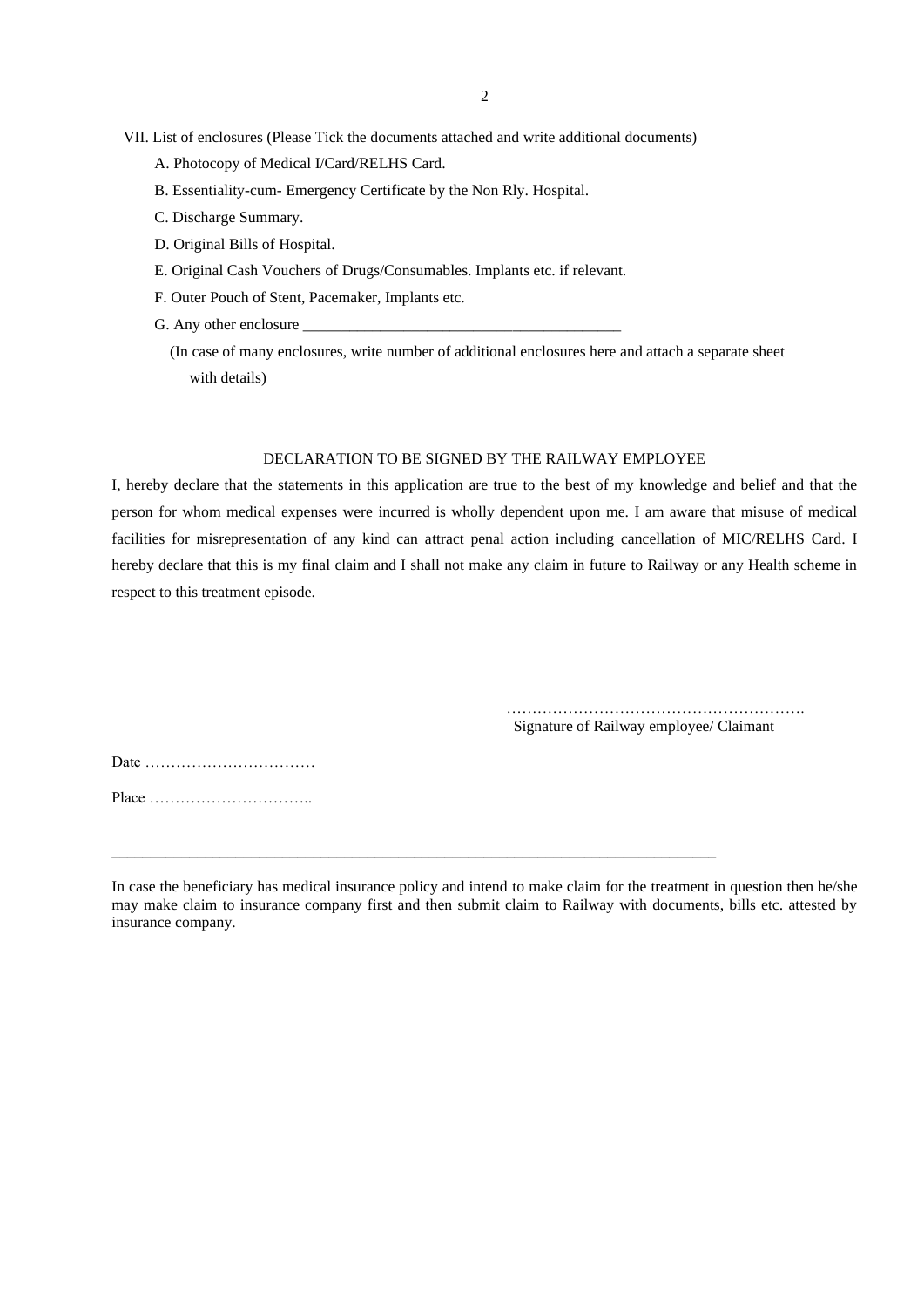VII. List of enclosures (Please Tick the documents attached and write additional documents)

A. Photocopy of Medical I/Card/RELHS Card.

B. Essentiality-cum- Emergency Certificate by the Non Rly. Hospital.

C. Discharge Summary.

D. Original Bills of Hospital.

E. Original Cash Vouchers of Drugs/Consumables. Implants etc. if relevant.

F. Outer Pouch of Stent, Pacemaker, Implants etc.

G. Any other enclosure ___________________________________________

(In case of many enclosures, write number of additional enclosures here and attach a separate sheet with details)

DECLARATION TO BE SIGNED BY THE RAILWAY EMPLOYEE

I, hereby declare that the statements in this application are true to the best of my knowledge and belief and that the person for whom medical expenses were incurred is wholly dependent upon me. I am aware that misuse of medical facilities for misrepresentation of any kind can attract penal action including cancellation of MIC/RELHS Card. I hereby declare that this is my final claim and I shall not make any claim in future to Railway or any Health scheme in respect to this treatment episode.

………………………………………………….
Signature of Railway employee/ Claimant

Date ……………………………

Place …………………………..

---

In case the beneficiary has medical insurance policy and intend to make claim for the treatment in question then he/she may make claim to insurance company first and then submit claim to Railway with documents, bills etc. attested by insurance company.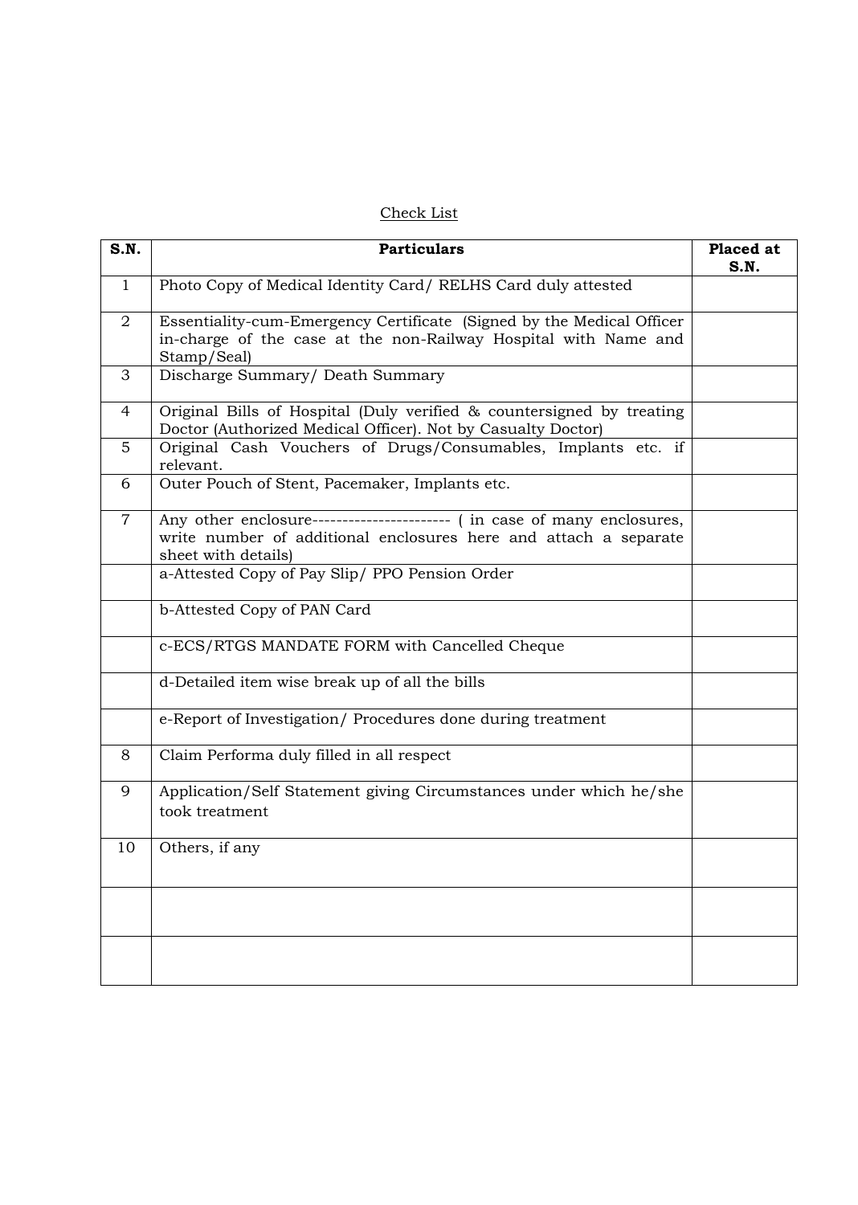Check List

| S.N. | Particulars | Placed at S.N. |
|---|---|---|
| 1 | Photo Copy of Medical Identity Card/ RELHS Card duly attested | |
| 2 | Essentiality-cum-Emergency Certificate (Signed by the Medical Officer in-charge of the case at the non-Railway Hospital with Name and Stamp/Seal) | |
| 3 | Discharge Summary/ Death Summary | |
| 4 | Original Bills of Hospital (Duly verified & countersigned by treating Doctor (Authorized Medical Officer). Not by Casualty Doctor) | |
| 5 | Original Cash Vouchers of Drugs/Consumables, Implants etc. if relevant. | |
| 6 | Outer Pouch of Stent, Pacemaker, Implants etc. | |
| 7 | Any other enclosure----------------------- ( in case of many enclosures, write number of additional enclosures here and attach a separate sheet with details) | |
| | a-Attested Copy of Pay Slip/ PPO Pension Order | |
| | b-Attested Copy of PAN Card | |
| | c-ECS/RTGS MANDATE FORM with Cancelled Cheque | |
| | d-Detailed item wise break up of all the bills | |
| | e-Report of Investigation/ Procedures done during treatment | |
| 8 | Claim Performa duly filled in all respect | |
| 9 | Application/Self Statement giving Circumstances under which he/she took treatment | |
| 10 | Others, if any | |
| | | |
| | | |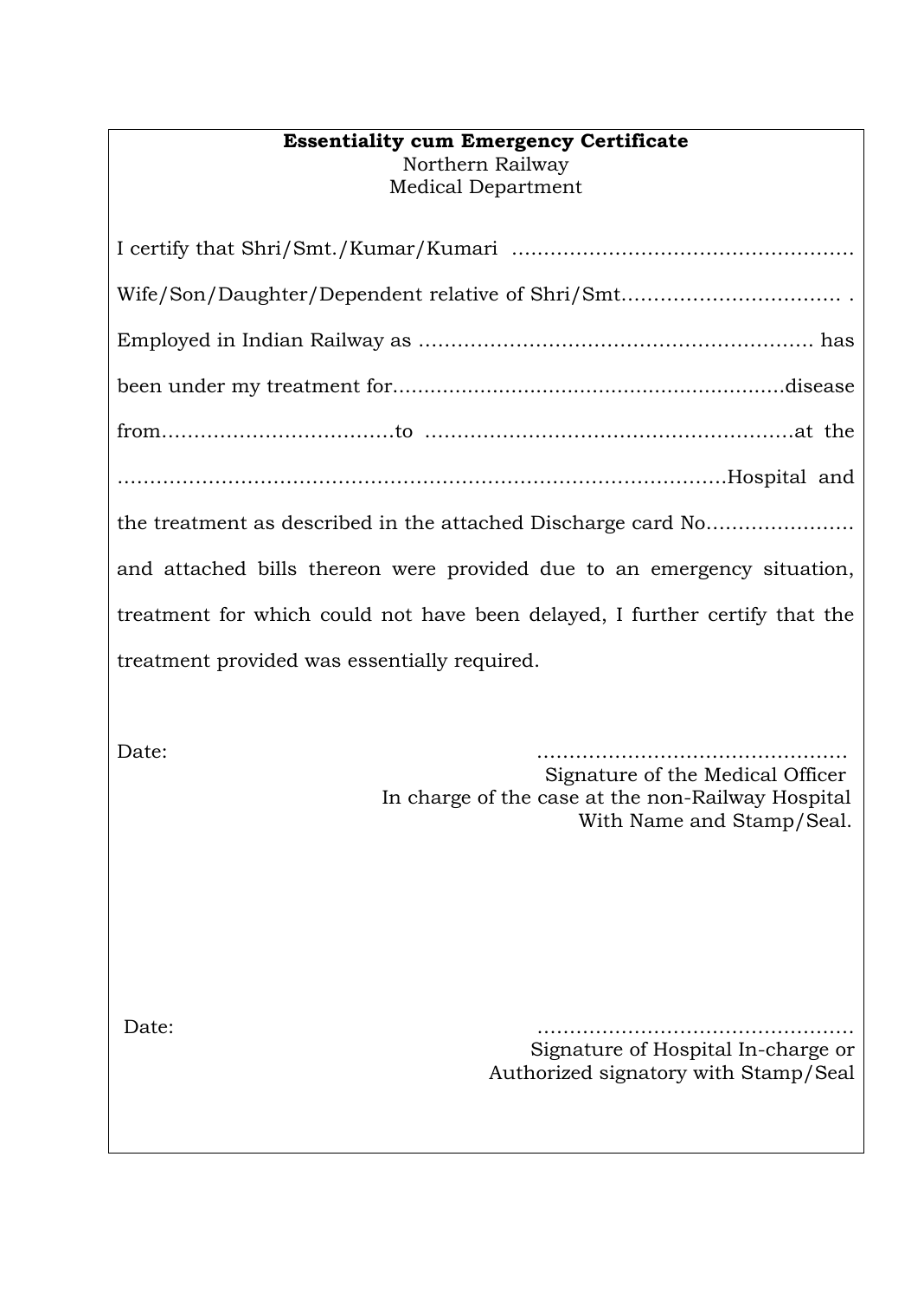**Essentiality cum Emergency Certificate**

Northern Railway

Medical Department

I certify that Shri/Smt./Kumar/Kumari ……………………………………………

Wife/Son/Daughter/Dependent relative of Shri/Smt……………………………. .

Employed in Indian Railway as …………………………………………………… has

been under my treatment for……………………………………………………disease

from………………………………to …………………………………………………at the

……………………………………………………………………………………Hospital and

the treatment as described in the attached Discharge card No………………….

and attached bills thereon were provided due to an emergency situation, treatment for which could not have been delayed, I further certify that the treatment provided was essentially required.

Date:

…………………………………………

Signature of the Medical Officer
In charge of the case at the non-Railway Hospital
With Name and Stamp/Seal.

Date:

…………………………………………

Signature of Hospital In-charge or
Authorized signatory with Stamp/Seal